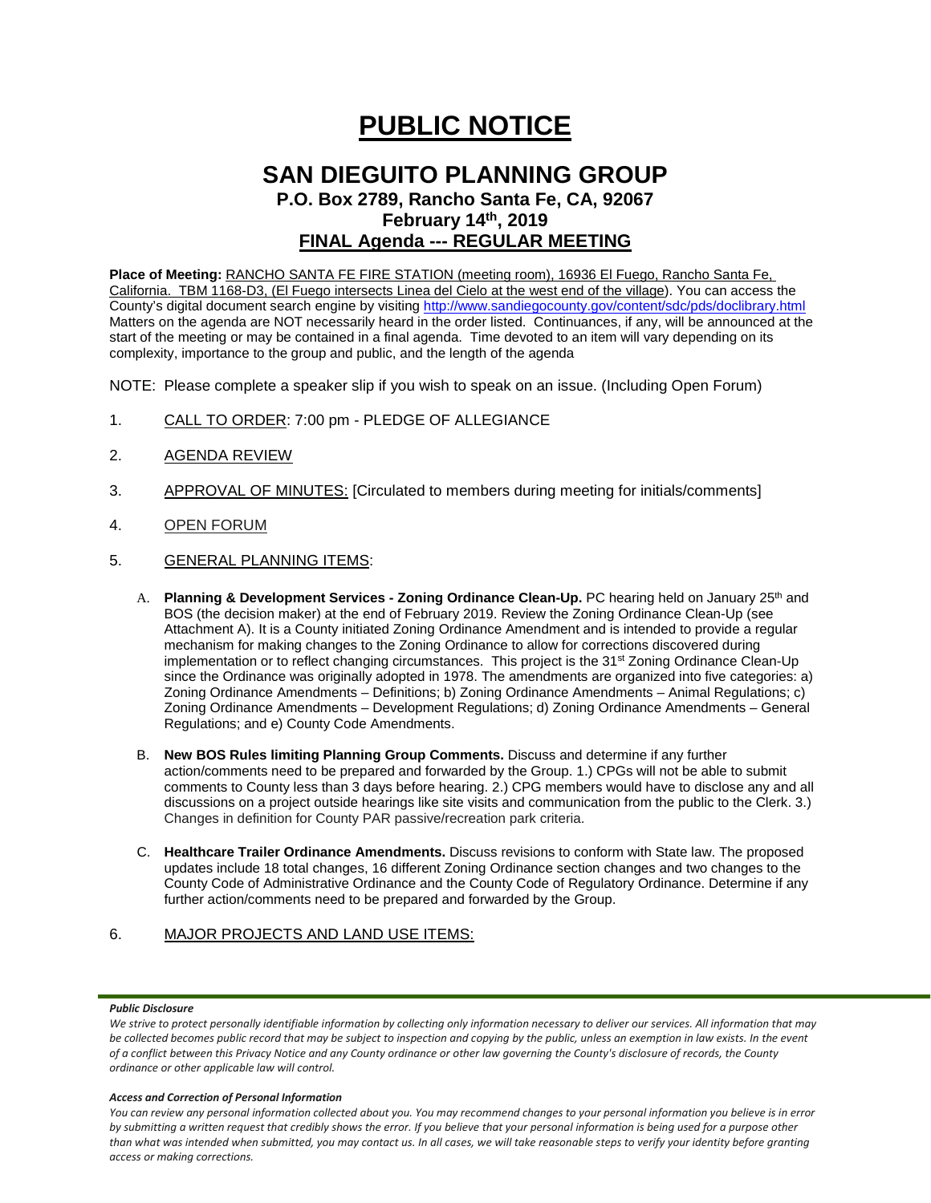# PUBLIC NOTICE

## SAN DIEGUITO PLANNING GROUP

### P.O. Box 2789, Rancho Santa Fe, CA, 92067

### February 14th, 2019

### FINAL Agenda --- REGULAR MEETING

**Place of Meeting:** RANCHO SANTA FE FIRE STATION (meeting room), 16936 El Fuego, Rancho Santa Fe, California. TBM 1168-D3, (El Fuego intersects Linea del Cielo at the west end of the village). You can access the County's digital document search engine by visiting http://www.sandiegocounty.gov/content/sdc/pds/doclibrary.html Matters on the agenda are NOT necessarily heard in the order listed. Continuances, if any, will be announced at the start of the meeting or may be contained in a final agenda. Time devoted to an item will vary depending on its complexity, importance to the group and public, and the length of the agenda

NOTE: Please complete a speaker slip if you wish to speak on an issue. (Including Open Forum)

1. CALL TO ORDER: 7:00 pm - PLEDGE OF ALLEGIANCE
2. AGENDA REVIEW
3. APPROVAL OF MINUTES: [Circulated to members during meeting for initials/comments]
4. OPEN FORUM
5. GENERAL PLANNING ITEMS:

   A. **Planning & Development Services - Zoning Ordinance Clean-Up.** PC hearing held on January 25th and BOS (the decision maker) at the end of February 2019. Review the Zoning Ordinance Clean-Up (see Attachment A). It is a County initiated Zoning Ordinance Amendment and is intended to provide a regular mechanism for making changes to the Zoning Ordinance to allow for corrections discovered during implementation or to reflect changing circumstances. This project is the 31st Zoning Ordinance Clean-Up since the Ordinance was originally adopted in 1978. The amendments are organized into five categories: a) Zoning Ordinance Amendments – Definitions; b) Zoning Ordinance Amendments – Animal Regulations; c) Zoning Ordinance Amendments – Development Regulations; d) Zoning Ordinance Amendments – General Regulations; and e) County Code Amendments.

   B. **New BOS Rules limiting Planning Group Comments.** Discuss and determine if any further action/comments need to be prepared and forwarded by the Group. 1.) CPGs will not be able to submit comments to County less than 3 days before hearing. 2.) CPG members would have to disclose any and all discussions on a project outside hearings like site visits and communication from the public to the Clerk. 3.) Changes in definition for County PAR passive/recreation park criteria.

   C. **Healthcare Trailer Ordinance Amendments.** Discuss revisions to conform with State law. The proposed updates include 18 total changes, 16 different Zoning Ordinance section changes and two changes to the County Code of Administrative Ordinance and the County Code of Regulatory Ordinance. Determine if any further action/comments need to be prepared and forwarded by the Group.

6. MAJOR PROJECTS AND LAND USE ITEMS:

***Public Disclosure***

*We strive to protect personally identifiable information by collecting only information necessary to deliver our services. All information that may be collected becomes public record that may be subject to inspection and copying by the public, unless an exemption in law exists. In the event of a conflict between this Privacy Notice and any County ordinance or other law governing the County's disclosure of records, the County ordinance or other applicable law will control.*

***Access and Correction of Personal Information***

*You can review any personal information collected about you. You may recommend changes to your personal information you believe is in error by submitting a written request that credibly shows the error. If you believe that your personal information is being used for a purpose other than what was intended when submitted, you may contact us. In all cases, we will take reasonable steps to verify your identity before granting access or making corrections.*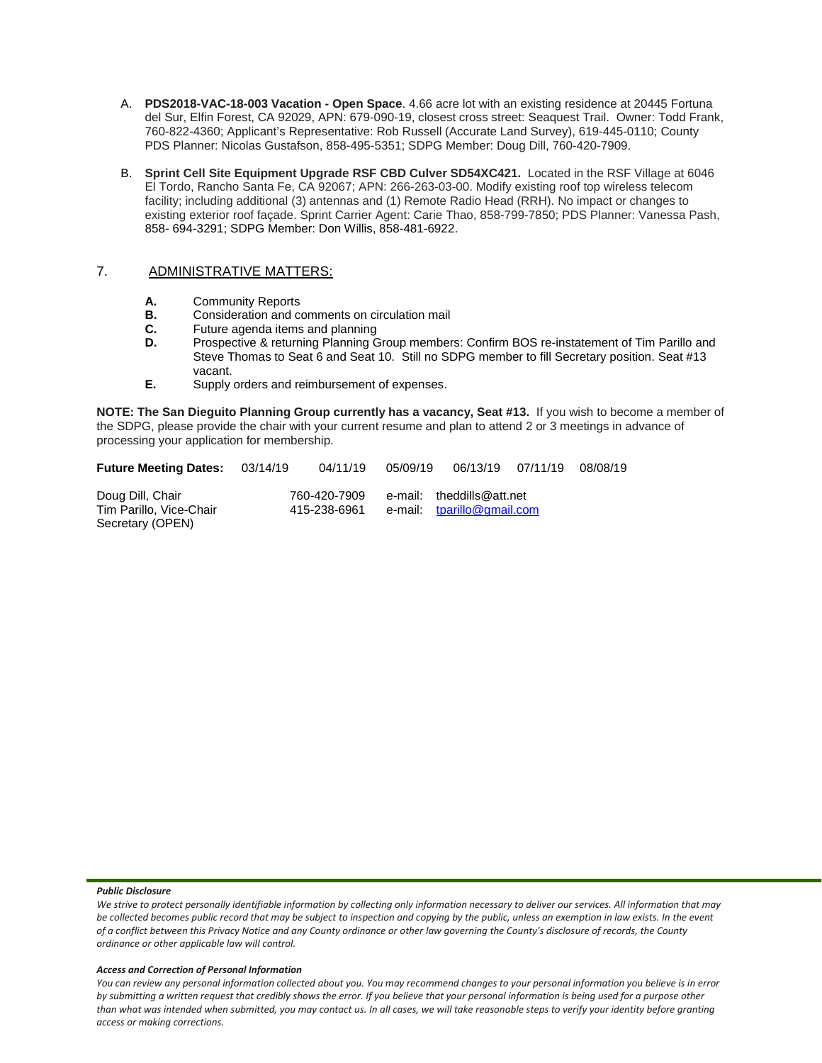A. **PDS2018-VAC-18-003 Vacation - Open Space**. 4.66 acre lot with an existing residence at 20445 Fortuna del Sur, Elfin Forest, CA 92029, APN: 679-090-19, closest cross street: Seaquest Trail. Owner: Todd Frank, 760-822-4360; Applicant's Representative: Rob Russell (Accurate Land Survey), 619-445-0110; County PDS Planner: Nicolas Gustafson, 858-495-5351; SDPG Member: Doug Dill, 760-420-7909.

B. **Sprint Cell Site Equipment Upgrade RSF CBD Culver SD54XC421.** Located in the RSF Village at 6046 El Tordo, Rancho Santa Fe, CA 92067; APN: 266-263-03-00. Modify existing roof top wireless telecom facility; including additional (3) antennas and (1) Remote Radio Head (RRH). No impact or changes to existing exterior roof façade. Sprint Carrier Agent: Carie Thao, 858-799-7850; PDS Planner: Vanessa Pash, 858- 694-3291; SDPG Member: Don Willis, 858-481-6922.

## 7. ADMINISTRATIVE MATTERS:

**A.** Community Reports
**B.** Consideration and comments on circulation mail
**C.** Future agenda items and planning
**D.** Prospective & returning Planning Group members: Confirm BOS re-instatement of Tim Parillo and Steve Thomas to Seat 6 and Seat 10. Still no SDPG member to fill Secretary position. Seat #13 vacant.
**E.** Supply orders and reimbursement of expenses.

**NOTE: The San Dieguito Planning Group currently has a vacancy, Seat #13.** If you wish to become a member of the SDPG, please provide the chair with your current resume and plan to attend 2 or 3 meetings in advance of processing your application for membership.

**Future Meeting Dates:** 03/14/19 04/11/19 05/09/19 06/13/19 07/11/19 08/08/19

Doug Dill, Chair 760-420-7909 e-mail: theddills@att.net
Tim Parillo, Vice-Chair 415-238-6961 e-mail: tparillo@gmail.com
Secretary (OPEN)

***Public Disclosure***

*We strive to protect personally identifiable information by collecting only information necessary to deliver our services. All information that may be collected becomes public record that may be subject to inspection and copying by the public, unless an exemption in law exists. In the event of a conflict between this Privacy Notice and any County ordinance or other law governing the County's disclosure of records, the County ordinance or other applicable law will control.*

***Access and Correction of Personal Information***

*You can review any personal information collected about you. You may recommend changes to your personal information you believe is in error by submitting a written request that credibly shows the error. If you believe that your personal information is being used for a purpose other than what was intended when submitted, you may contact us. In all cases, we will take reasonable steps to verify your identity before granting access or making corrections.*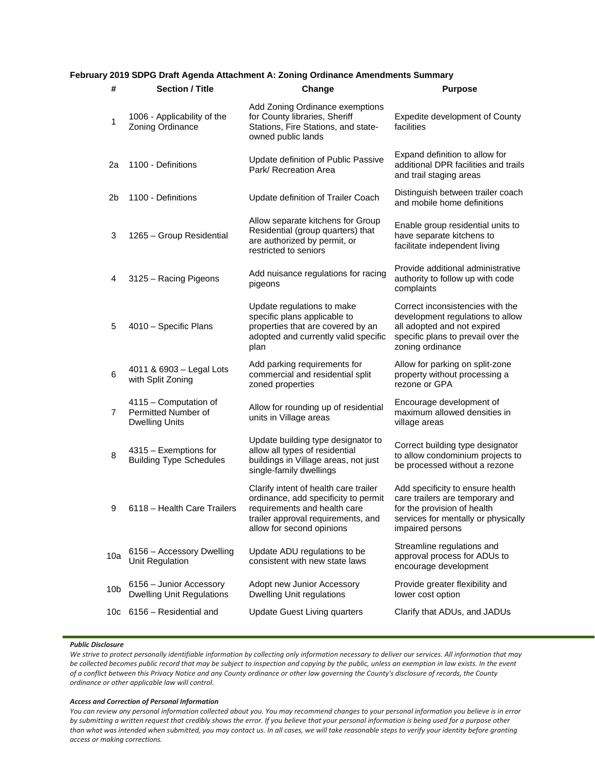**February 2019 SDPG Draft Agenda Attachment A: Zoning Ordinance Amendments Summary**

| # | Section / Title | Change | Purpose |
|---|---|---|---|
| 1 | 1006 - Applicability of the Zoning Ordinance | Add Zoning Ordinance exemptions for County libraries, Sheriff Stations, Fire Stations, and state-owned public lands | Expedite development of County facilities |
| 2a | 1100 - Definitions | Update definition of Public Passive Park/ Recreation Area | Expand definition to allow for additional DPR facilities and trails and trail staging areas |
| 2b | 1100 - Definitions | Update definition of Trailer Coach | Distinguish between trailer coach and mobile home definitions |
| 3 | 1265 – Group Residential | Allow separate kitchens for Group Residential (group quarters) that are authorized by permit, or restricted to seniors | Enable group residential units to have separate kitchens to facilitate independent living |
| 4 | 3125 – Racing Pigeons | Add nuisance regulations for racing pigeons | Provide additional administrative authority to follow up with code complaints |
| 5 | 4010 – Specific Plans | Update regulations to make specific plans applicable to properties that are covered by an adopted and currently valid specific plan | Correct inconsistencies with the development regulations to allow all adopted and not expired specific plans to prevail over the zoning ordinance |
| 6 | 4011 & 6903 – Legal Lots with Split Zoning | Add parking requirements for commercial and residential split zoned properties | Allow for parking on split-zone property without processing a rezone or GPA |
| 7 | 4115 – Computation of Permitted Number of Dwelling Units | Allow for rounding up of residential units in Village areas | Encourage development of maximum allowed densities in village areas |
| 8 | 4315 – Exemptions for Building Type Schedules | Update building type designator to allow all types of residential buildings in Village areas, not just single-family dwellings | Correct building type designator to allow condominium projects to be processed without a rezone |
| 9 | 6118 – Health Care Trailers | Clarify intent of health care trailer ordinance, add specificity to permit requirements and health care trailer approval requirements, and allow for second opinions | Add specificity to ensure health care trailers are temporary and for the provision of health services for mentally or physically impaired persons |
| 10a | 6156 – Accessory Dwelling Unit Regulation | Update ADU regulations to be consistent with new state laws | Streamline regulations and approval process for ADUs to encourage development |
| 10b | 6156 – Junior Accessory Dwelling Unit Regulations | Adopt new Junior Accessory Dwelling Unit regulations | Provide greater flexibility and lower cost option |
| 10c | 6156 – Residential and | Update Guest Living quarters | Clarify that ADUs, and JADUs |

***Public Disclosure***

*We strive to protect personally identifiable information by collecting only information necessary to deliver our services. All information that may be collected becomes public record that may be subject to inspection and copying by the public, unless an exemption in law exists. In the event of a conflict between this Privacy Notice and any County ordinance or other law governing the County's disclosure of records, the County ordinance or other applicable law will control.*

***Access and Correction of Personal Information***

*You can review any personal information collected about you. You may recommend changes to your personal information you believe is in error by submitting a written request that credibly shows the error. If you believe that your personal information is being used for a purpose other than what was intended when submitted, you may contact us. In all cases, we will take reasonable steps to verify your identity before granting access or making corrections.*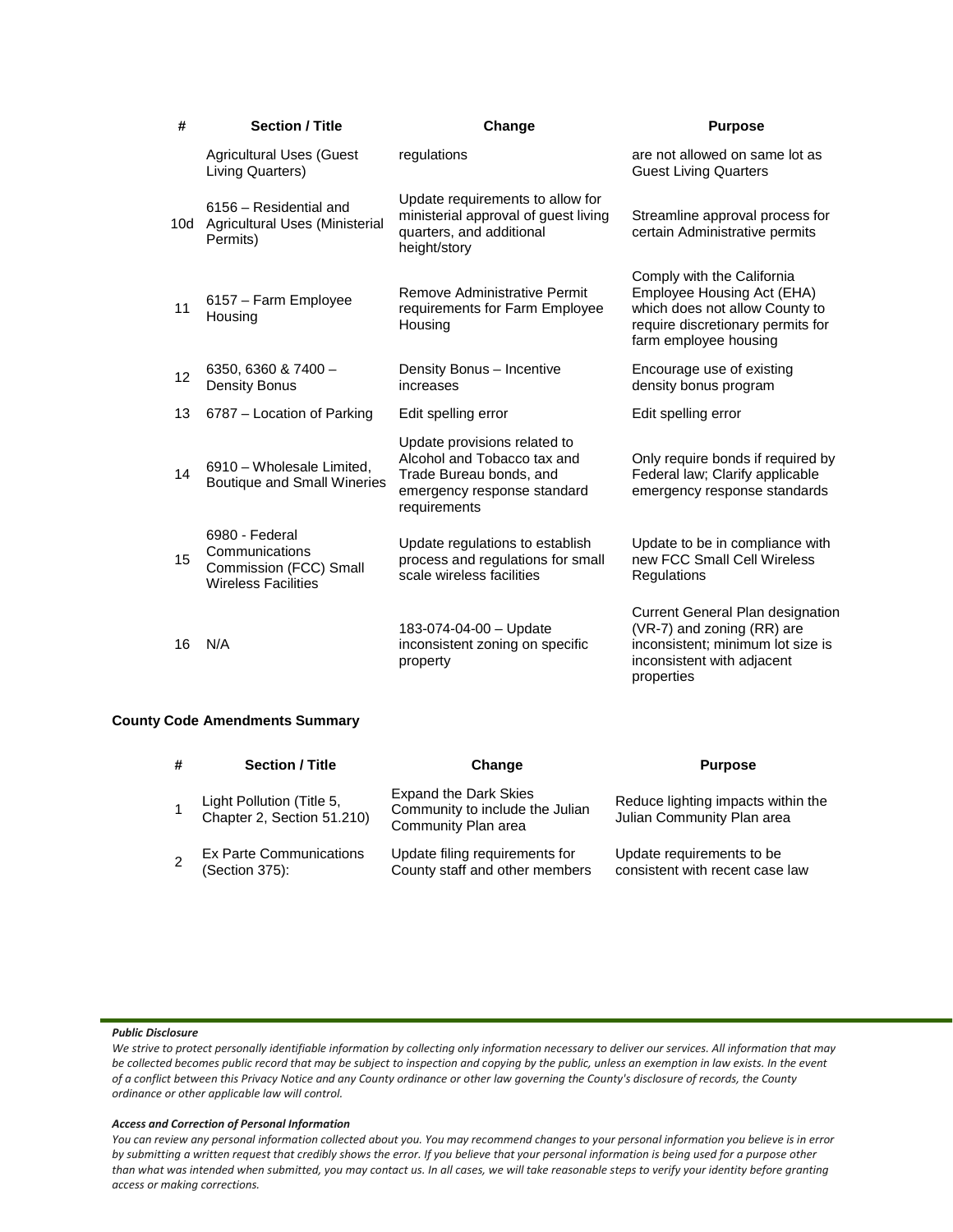| # | Section / Title | Change | Purpose |
|---|---|---|---|
| | Agricultural Uses (Guest Living Quarters) | regulations | are not allowed on same lot as Guest Living Quarters |
| 10d | 6156 – Residential and Agricultural Uses (Ministerial Permits) | Update requirements to allow for ministerial approval of guest living quarters, and additional height/story | Streamline approval process for certain Administrative permits |
| 11 | 6157 – Farm Employee Housing | Remove Administrative Permit requirements for Farm Employee Housing | Comply with the California Employee Housing Act (EHA) which does not allow County to require discretionary permits for farm employee housing |
| 12 | 6350, 6360 & 7400 – Density Bonus | Density Bonus – Incentive increases | Encourage use of existing density bonus program |
| 13 | 6787 – Location of Parking | Edit spelling error | Edit spelling error |
| 14 | 6910 – Wholesale Limited, Boutique and Small Wineries | Update provisions related to Alcohol and Tobacco tax and Trade Bureau bonds, and emergency response standard requirements | Only require bonds if required by Federal law; Clarify applicable emergency response standards |
| 15 | 6980 - Federal Communications Commission (FCC) Small Wireless Facilities | Update regulations to establish process and regulations for small scale wireless facilities | Update to be in compliance with new FCC Small Cell Wireless Regulations |
| 16 | N/A | 183-074-04-00 – Update inconsistent zoning on specific property | Current General Plan designation (VR-7) and zoning (RR) are inconsistent; minimum lot size is inconsistent with adjacent properties |

**County Code Amendments Summary**

| # | Section / Title | Change | Purpose |
|---|---|---|---|
| 1 | Light Pollution (Title 5, Chapter 2, Section 51.210) | Expand the Dark Skies Community to include the Julian Community Plan area | Reduce lighting impacts within the Julian Community Plan area |
| 2 | Ex Parte Communications (Section 375): | Update filing requirements for County staff and other members | Update requirements to be consistent with recent case law |

***Public Disclosure***

*We strive to protect personally identifiable information by collecting only information necessary to deliver our services. All information that may be collected becomes public record that may be subject to inspection and copying by the public, unless an exemption in law exists. In the event of a conflict between this Privacy Notice and any County ordinance or other law governing the County's disclosure of records, the County ordinance or other applicable law will control.*

***Access and Correction of Personal Information***

*You can review any personal information collected about you. You may recommend changes to your personal information you believe is in error by submitting a written request that credibly shows the error. If you believe that your personal information is being used for a purpose other than what was intended when submitted, you may contact us. In all cases, we will take reasonable steps to verify your identity before granting access or making corrections.*